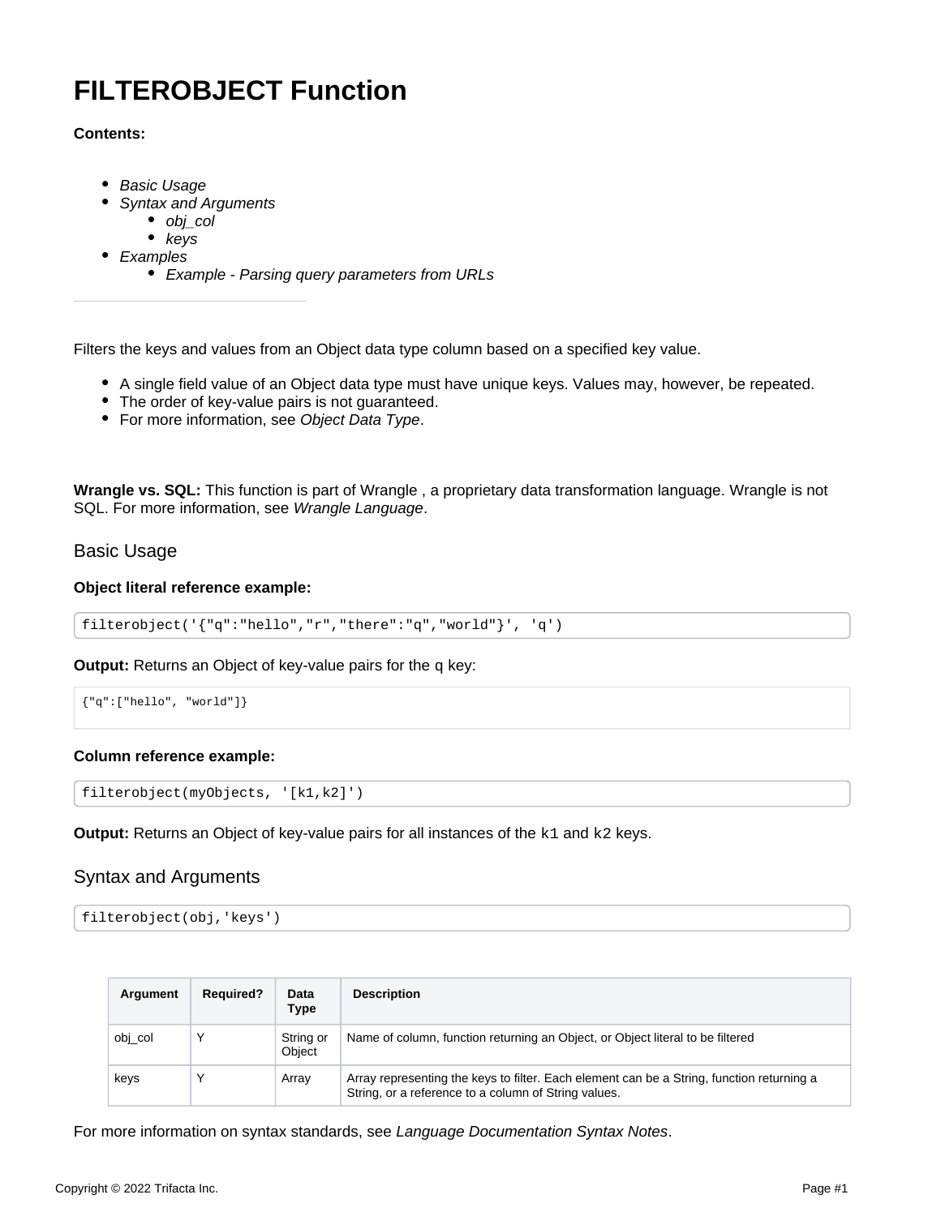# FILTEROBJECT Function

**Contents:**

- *Basic Usage*
- *Syntax and Arguments*
  - *obj_col*
  - *keys*
- *Examples*
  - *Example - Parsing query parameters from URLs*

---

Filters the keys and values from an Object data type column based on a specified key value.

- A single field value of an Object data type must have unique keys. Values may, however, be repeated.
- The order of key-value pairs is not guaranteed.
- For more information, see *Object Data Type*.

**Wrangle vs. SQL:** This function is part of Wrangle , a proprietary data transformation language. Wrangle is not SQL. For more information, see *Wrangle Language*.

## Basic Usage

**Object literal reference example:**

```
filterobject('{"q":"hello","r","there":"q","world"}', 'q')
```

**Output:** Returns an Object of key-value pairs for the q key:

```
{"q":["hello", "world"]}
```

**Column reference example:**

```
filterobject(myObjects, '[k1,k2]')
```

**Output:** Returns an Object of key-value pairs for all instances of the `k1` and `k2` keys.

## Syntax and Arguments

```
filterobject(obj,'keys')
```

| Argument | Required? | Data Type | Description |
| --- | --- | --- | --- |
| obj_col | Y | String or Object | Name of column, function returning an Object, or Object literal to be filtered |
| keys | Y | Array | Array representing the keys to filter. Each element can be a String, function returning a String, or a reference to a column of String values. |

For more information on syntax standards, see *Language Documentation Syntax Notes*.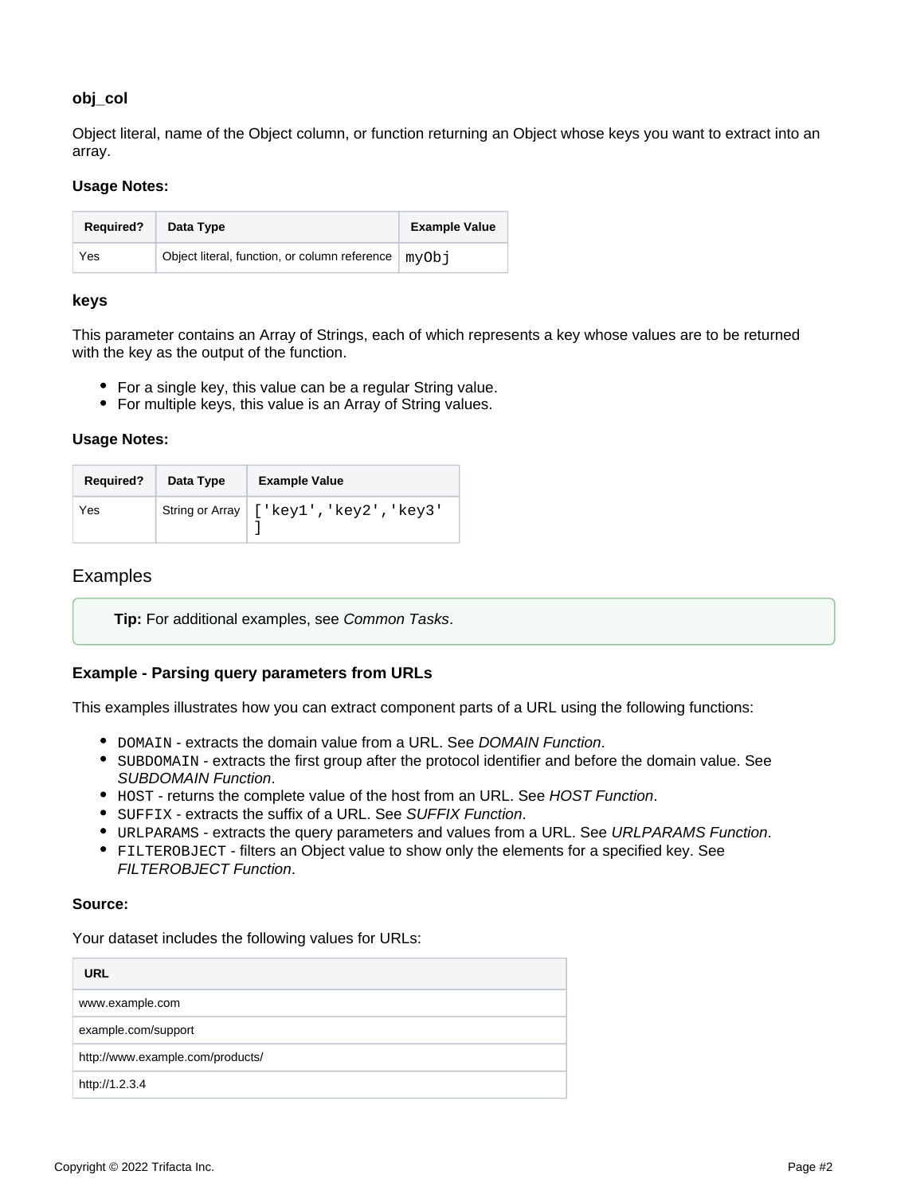### obj_col

Object literal, name of the Object column, or function returning an Object whose keys you want to extract into an array.

**Usage Notes:**

| Required? | Data Type | Example Value |
| --- | --- | --- |
| Yes | Object literal, function, or column reference | `myObj` |

### keys

This parameter contains an Array of Strings, each of which represents a key whose values are to be returned with the key as the output of the function.

- For a single key, this value can be a regular String value.
- For multiple keys, this value is an Array of String values.

**Usage Notes:**

| Required? | Data Type | Example Value |
| --- | --- | --- |
| Yes | String or Array | `['key1','key2','key3']` |

## Examples

> **Tip:** For additional examples, see *Common Tasks*.

### Example - Parsing query parameters from URLs

This examples illustrates how you can extract component parts of a URL using the following functions:

- `DOMAIN` - extracts the domain value from a URL. See *DOMAIN Function*.
- `SUBDOMAIN` - extracts the first group after the protocol identifier and before the domain value. See *SUBDOMAIN Function*.
- `HOST` - returns the complete value of the host from an URL. See *HOST Function*.
- `SUFFIX` - extracts the suffix of a URL. See *SUFFIX Function*.
- `URLPARAMS` - extracts the query parameters and values from a URL. See *URLPARAMS Function*.
- `FILTEROBJECT` - filters an Object value to show only the elements for a specified key. See *FILTEROBJECT Function*.

**Source:**

Your dataset includes the following values for URLs:

| URL |
| --- |
| www.example.com |
| example.com/support |
| http://www.example.com/products/ |
| http://1.2.3.4 |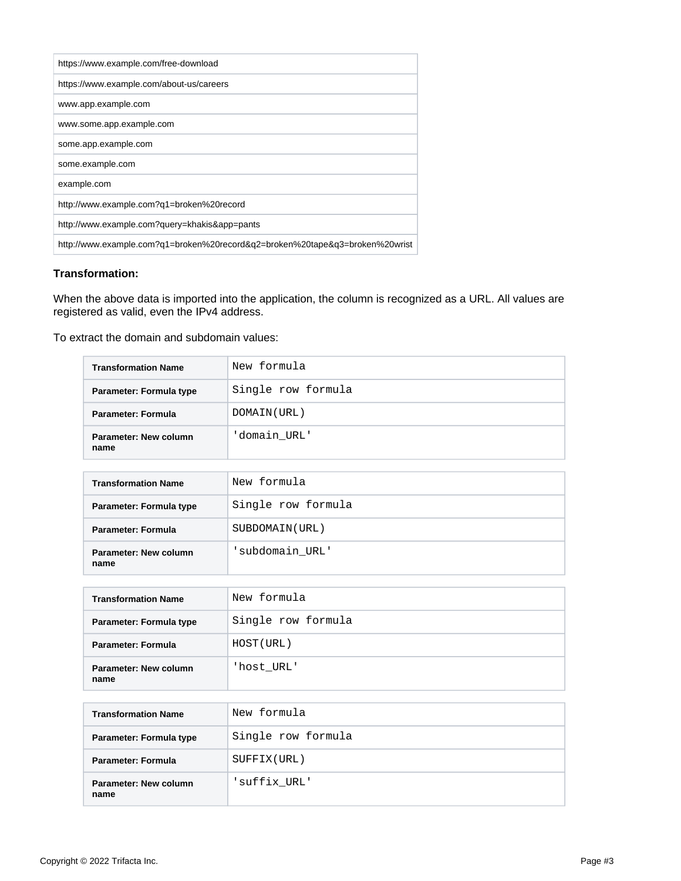| https://www.example.com/free-download |
| --- |
| https://www.example.com/about-us/careers |
| www.app.example.com |
| www.some.app.example.com |
| some.app.example.com |
| some.example.com |
| example.com |
| http://www.example.com?q1=broken%20record |
| http://www.example.com?query=khakis&app=pants |
| http://www.example.com?q1=broken%20record&q2=broken%20tape&q3=broken%20wrist |

**Transformation:**

When the above data is imported into the application, the column is recognized as a URL. All values are registered as valid, even the IPv4 address.

To extract the domain and subdomain values:

| Transformation Name | `New formula` |
| --- | --- |
| Parameter: Formula type | `Single row formula` |
| Parameter: Formula | `DOMAIN(URL)` |
| Parameter: New column name | `'domain_URL'` |

| Transformation Name | `New formula` |
| --- | --- |
| Parameter: Formula type | `Single row formula` |
| Parameter: Formula | `SUBDOMAIN(URL)` |
| Parameter: New column name | `'subdomain_URL'` |

| Transformation Name | `New formula` |
| --- | --- |
| Parameter: Formula type | `Single row formula` |
| Parameter: Formula | `HOST(URL)` |
| Parameter: New column name | `'host_URL'` |

| Transformation Name | `New formula` |
| --- | --- |
| Parameter: Formula type | `Single row formula` |
| Parameter: Formula | `SUFFIX(URL)` |
| Parameter: New column name | `'suffix_URL'` |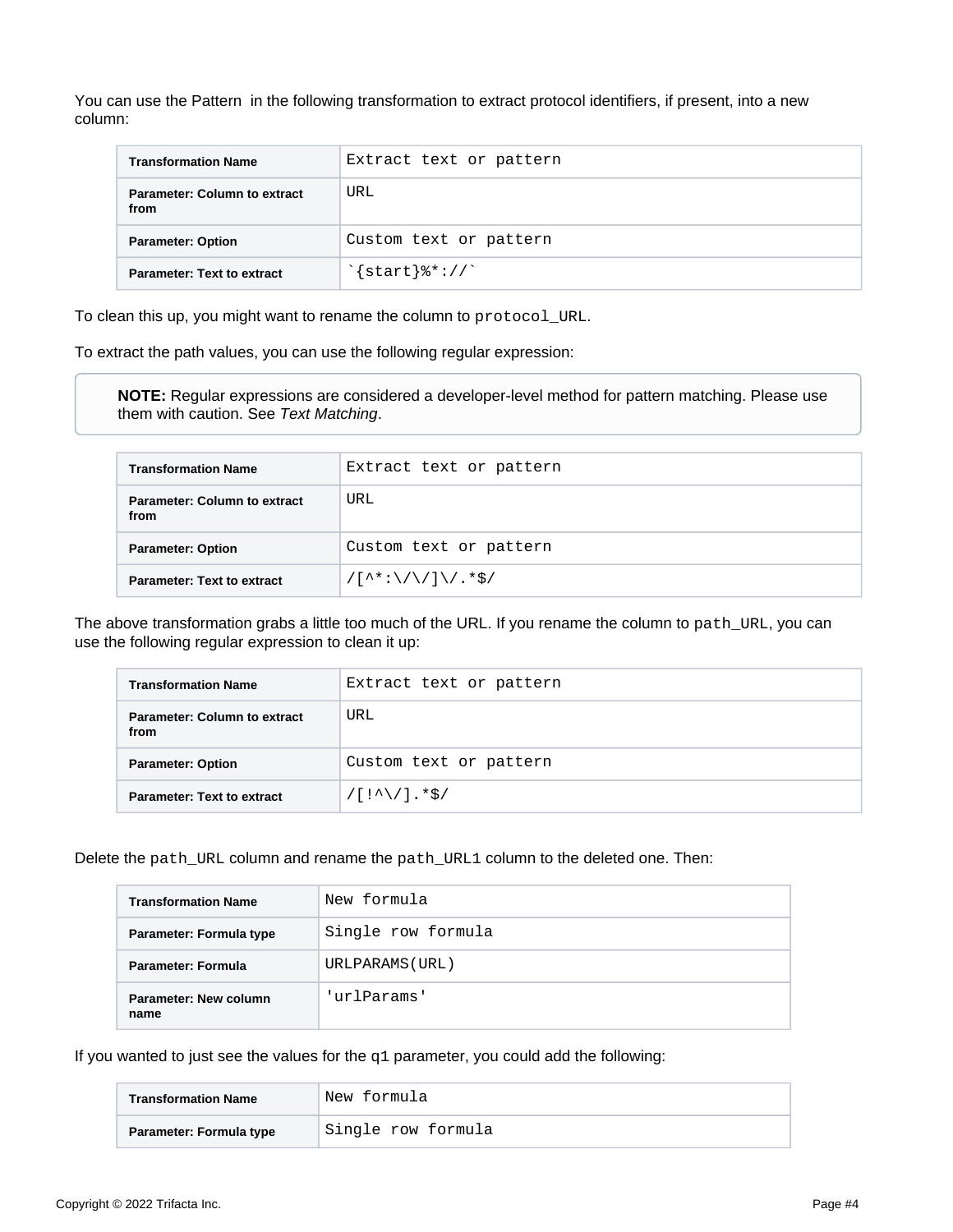You can use the Pattern  in the following transformation to extract protocol identifiers, if present, into a new column:

| Transformation Name | Extract text or pattern |
|---|---|
| Parameter: Column to extract from | URL |
| Parameter: Option | Custom text or pattern |
| Parameter: Text to extract | `` `{start}%*://` `` |

To clean this up, you might want to rename the column to `protocol_URL`.

To extract the path values, you can use the following regular expression:

> **NOTE:** Regular expressions are considered a developer-level method for pattern matching. Please use them with caution. See *Text Matching*.

| Transformation Name | Extract text or pattern |
|---|---|
| Parameter: Column to extract from | URL |
| Parameter: Option | Custom text or pattern |
| Parameter: Text to extract | `/[^*:\/\/]\/.*$/` |

The above transformation grabs a little too much of the URL. If you rename the column to `path_URL`, you can use the following regular expression to clean it up:

| Transformation Name | Extract text or pattern |
|---|---|
| Parameter: Column to extract from | URL |
| Parameter: Option | Custom text or pattern |
| Parameter: Text to extract | `/[!^\/].*$/` |

Delete the `path_URL` column and rename the `path_URL1` column to the deleted one. Then:

| Transformation Name | New formula |
|---|---|
| Parameter: Formula type | Single row formula |
| Parameter: Formula | URLPARAMS(URL) |
| Parameter: New column name | 'urlParams' |

If you wanted to just see the values for the `q1` parameter, you could add the following:

| Transformation Name | New formula |
|---|---|
| Parameter: Formula type | Single row formula |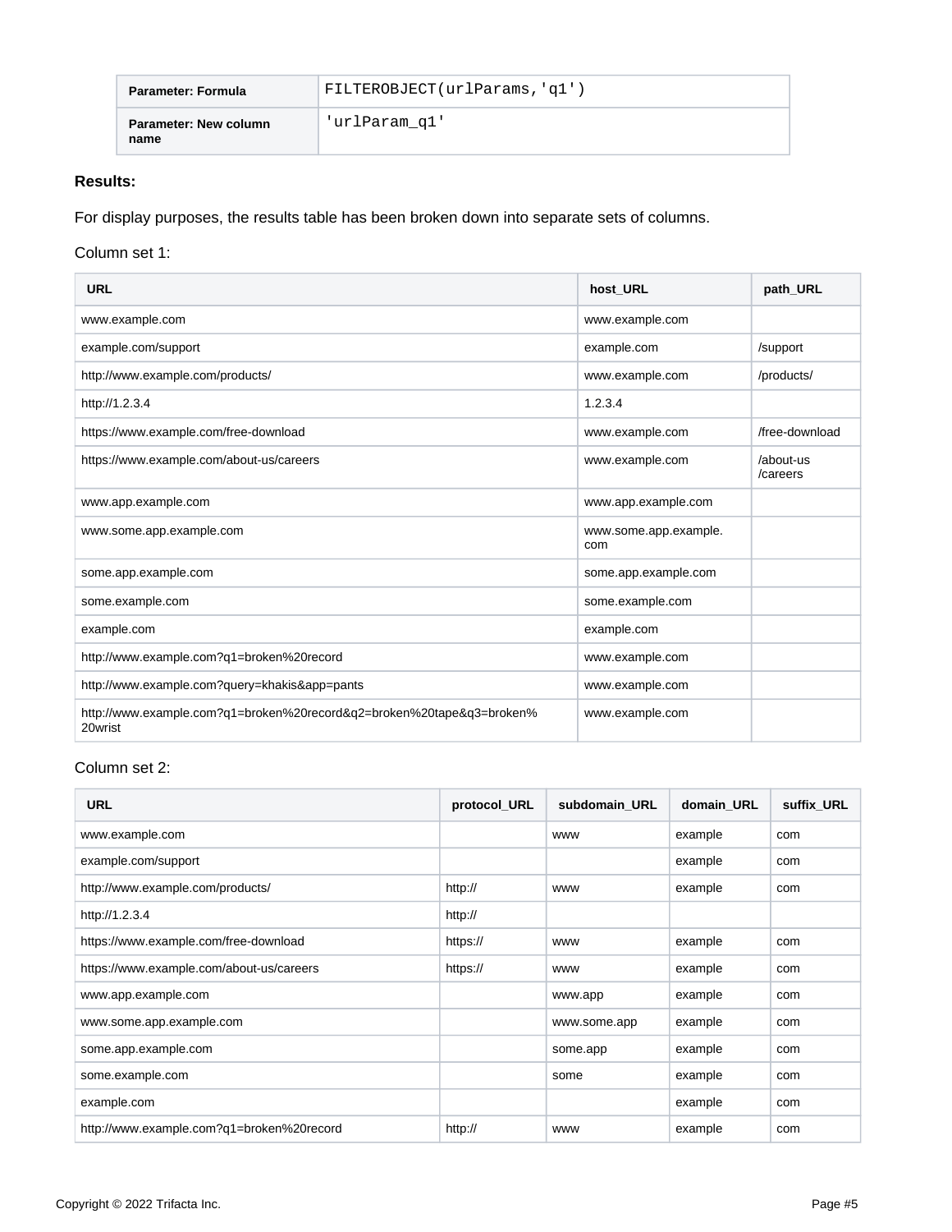| Parameter: Formula | `FILTEROBJECT(urlParams,'q1')` |
| --- | --- |
| Parameter: New column name | `'urlParam_q1'` |

**Results:**

For display purposes, the results table has been broken down into separate sets of columns.

Column set 1:

| URL | host_URL | path_URL |
| --- | --- | --- |
| www.example.com | www.example.com | |
| example.com/support | example.com | /support |
| http://www.example.com/products/ | www.example.com | /products/ |
| http://1.2.3.4 | 1.2.3.4 | |
| https://www.example.com/free-download | www.example.com | /free-download |
| https://www.example.com/about-us/careers | www.example.com | /about-us/careers |
| www.app.example.com | www.app.example.com | |
| www.some.app.example.com | www.some.app.example.com | |
| some.app.example.com | some.app.example.com | |
| some.example.com | some.example.com | |
| example.com | example.com | |
| http://www.example.com?q1=broken%20record | www.example.com | |
| http://www.example.com?query=khakis&app=pants | www.example.com | |
| http://www.example.com?q1=broken%20record&q2=broken%20tape&q3=broken%20wrist | www.example.com | |

Column set 2:

| URL | protocol_URL | subdomain_URL | domain_URL | suffix_URL |
| --- | --- | --- | --- | --- |
| www.example.com | | www | example | com |
| example.com/support | | | example | com |
| http://www.example.com/products/ | http:// | www | example | com |
| http://1.2.3.4 | http:// | | | |
| https://www.example.com/free-download | https:// | www | example | com |
| https://www.example.com/about-us/careers | https:// | www | example | com |
| www.app.example.com | | www.app | example | com |
| www.some.app.example.com | | www.some.app | example | com |
| some.app.example.com | | some.app | example | com |
| some.example.com | | some | example | com |
| example.com | | | example | com |
| http://www.example.com?q1=broken%20record | http:// | www | example | com |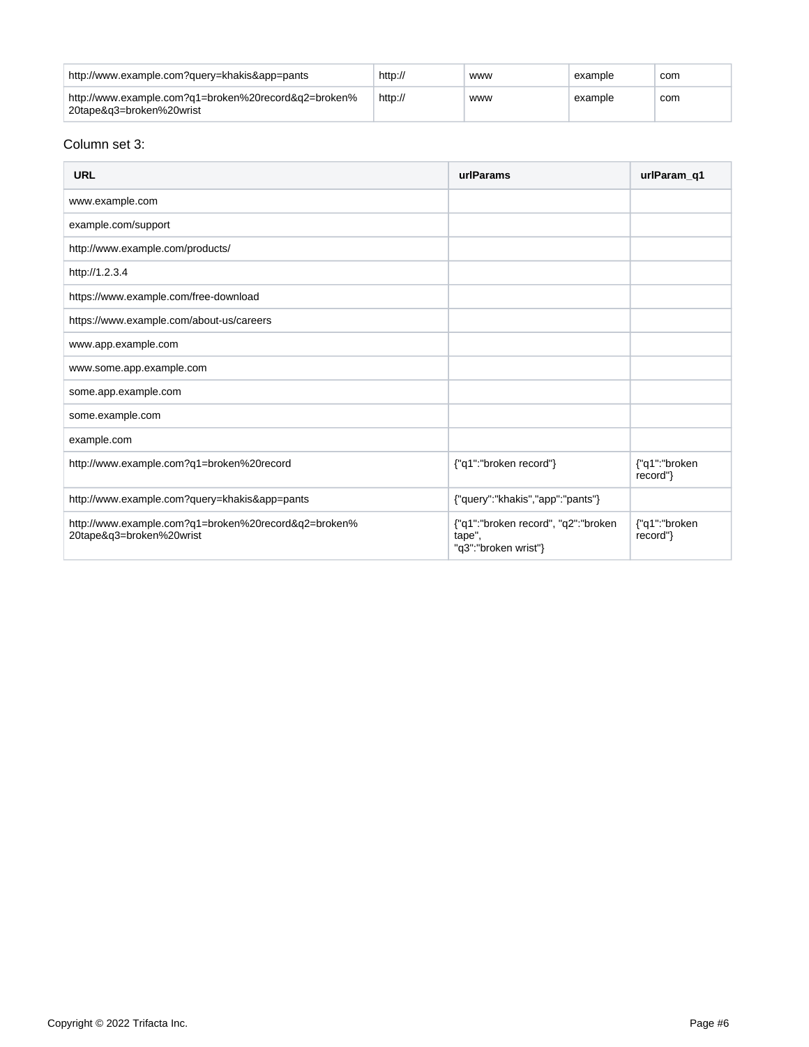| | | | | |
|---|---|---|---|---|
| http://www.example.com?query=khakis&app=pants | http:// | www | example | com |
| http://www.example.com?q1=broken%20record&q2=broken%20tape&q3=broken%20wrist | http:// | www | example | com |

Column set 3:

| URL | urlParams | urlParam_q1 |
|---|---|---|
| www.example.com | | |
| example.com/support | | |
| http://www.example.com/products/ | | |
| http://1.2.3.4 | | |
| https://www.example.com/free-download | | |
| https://www.example.com/about-us/careers | | |
| www.app.example.com | | |
| www.some.app.example.com | | |
| some.app.example.com | | |
| some.example.com | | |
| example.com | | |
| http://www.example.com?q1=broken%20record | {"q1":"broken record"} | {"q1":"broken record"} |
| http://www.example.com?query=khakis&app=pants | {"query":"khakis","app":"pants"} | |
| http://www.example.com?q1=broken%20record&q2=broken%20tape&q3=broken%20wrist | {"q1":"broken record", "q2":"broken tape", "q3":"broken wrist"} | {"q1":"broken record"} |